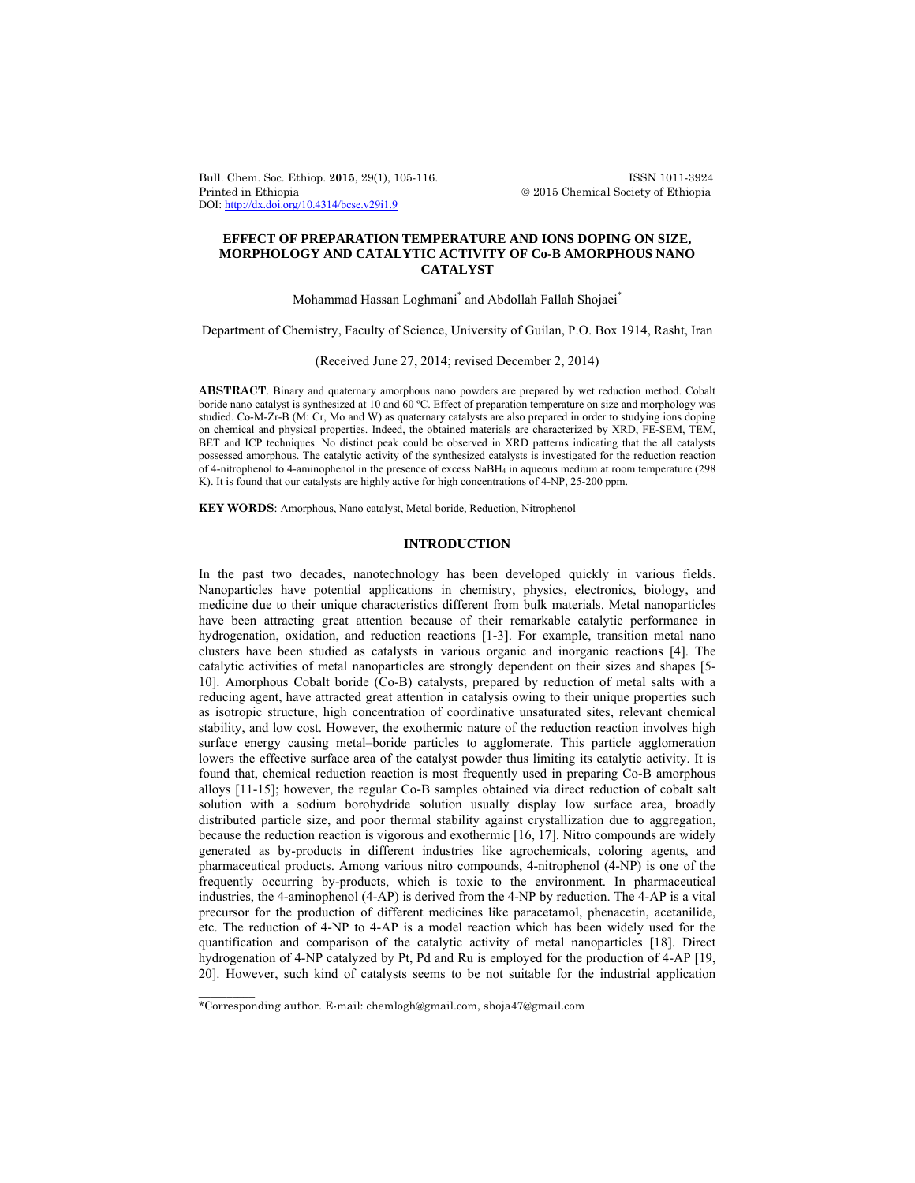# EFFECT OF PREPARATION TEMPERATURE AND IONS DOPING ON SIZE, MORPHOLOGY AND CATALYTIC ACTIVITY OF Co-B AMORPHOUS NANO CATALYST

Mohammad Hassan Loghmani* and Abdollah Fallah Shojaei*

Department of Chemistry, Faculty of Science, University of Guilan, P.O. Box 1914, Rasht, Iran

(Received June 27, 2014; revised December 2, 2014)

**ABSTRACT**. Binary and quaternary amorphous nano powders are prepared by wet reduction method. Cobalt boride nano catalyst is synthesized at 10 and 60 ºC. Effect of preparation temperature on size and morphology was studied. Co-M-Zr-B (M: Cr, Mo and W) as quaternary catalysts are also prepared in order to studying ions doping on chemical and physical properties. Indeed, the obtained materials are characterized by XRD, FE-SEM, TEM, BET and ICP techniques. No distinct peak could be observed in XRD patterns indicating that the all catalysts possessed amorphous. The catalytic activity of the synthesized catalysts is investigated for the reduction reaction of 4-nitrophenol to 4-aminophenol in the presence of excess $NaBH_4$ in aqueous medium at room temperature (298 K). It is found that our catalysts are highly active for high concentrations of 4-NP, 25-200 ppm.

**KEY WORDS**: Amorphous, Nano catalyst, Metal boride, Reduction, Nitrophenol

## INTRODUCTION

In the past two decades, nanotechnology has been developed quickly in various fields. Nanoparticles have potential applications in chemistry, physics, electronics, biology, and medicine due to their unique characteristics different from bulk materials. Metal nanoparticles have been attracting great attention because of their remarkable catalytic performance in hydrogenation, oxidation, and reduction reactions [1-3]. For example, transition metal nano clusters have been studied as catalysts in various organic and inorganic reactions [4]. The catalytic activities of metal nanoparticles are strongly dependent on their sizes and shapes [5-10]. Amorphous Cobalt boride (Co-B) catalysts, prepared by reduction of metal salts with a reducing agent, have attracted great attention in catalysis owing to their unique properties such as isotropic structure, high concentration of coordinative unsaturated sites, relevant chemical stability, and low cost. However, the exothermic nature of the reduction reaction involves high surface energy causing metal–boride particles to agglomerate. This particle agglomeration lowers the effective surface area of the catalyst powder thus limiting its catalytic activity. It is found that, chemical reduction reaction is most frequently used in preparing Co-B amorphous alloys [11-15]; however, the regular Co-B samples obtained via direct reduction of cobalt salt solution with a sodium borohydride solution usually display low surface area, broadly distributed particle size, and poor thermal stability against crystallization due to aggregation, because the reduction reaction is vigorous and exothermic [16, 17]. Nitro compounds are widely generated as by-products in different industries like agrochemicals, coloring agents, and pharmaceutical products. Among various nitro compounds, 4-nitrophenol (4-NP) is one of the frequently occurring by-products, which is toxic to the environment. In pharmaceutical industries, the 4-aminophenol (4-AP) is derived from the 4-NP by reduction. The 4-AP is a vital precursor for the production of different medicines like paracetamol, phenacetin, acetanilide, etc. The reduction of 4-NP to 4-AP is a model reaction which has been widely used for the quantification and comparison of the catalytic activity of metal nanoparticles [18]. Direct hydrogenation of 4-NP catalyzed by Pt, Pd and Ru is employed for the production of 4-AP [19, 20]. However, such kind of catalysts seems to be not suitable for the industrial application

*Corresponding author. E-mail: chemlogh@gmail.com, shoja47@gmail.com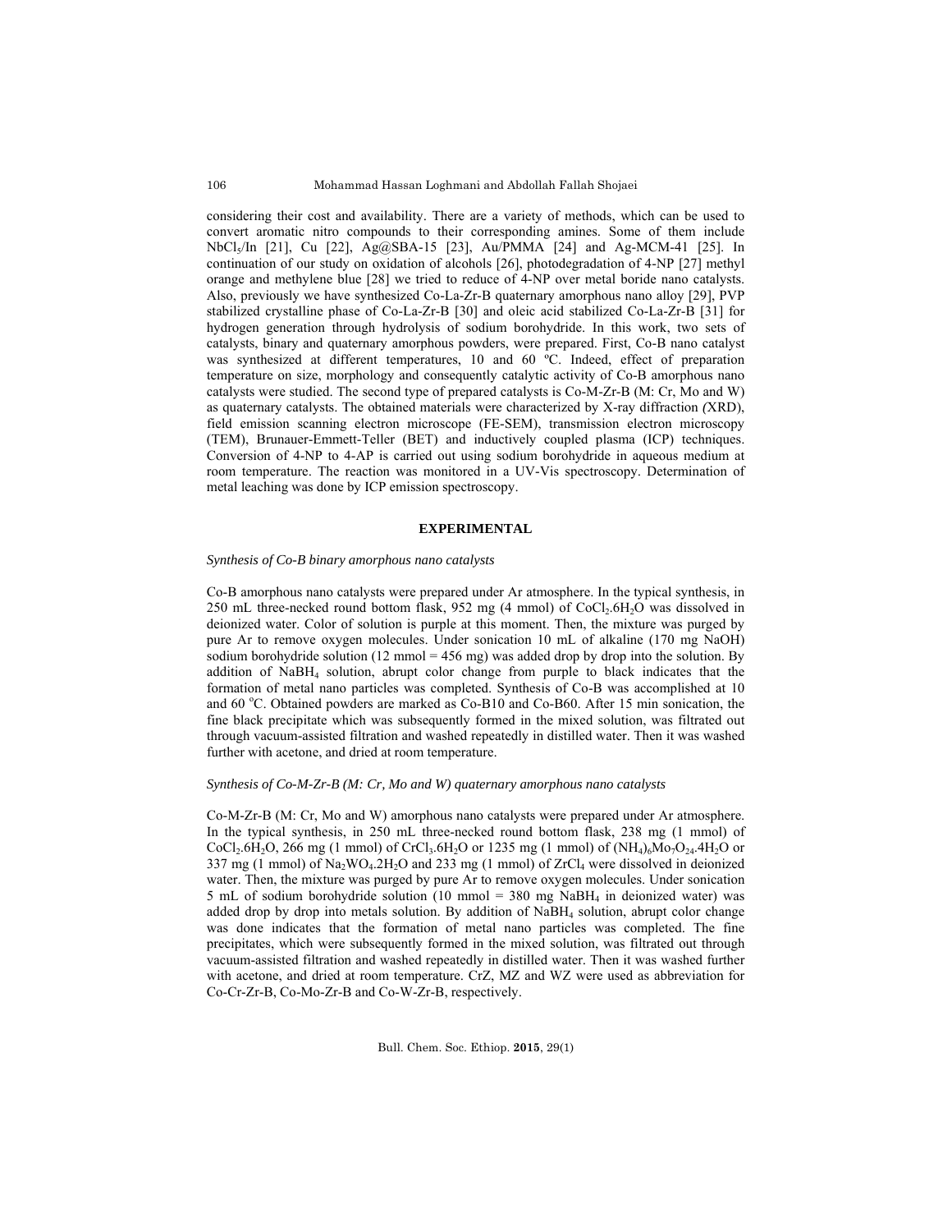considering their cost and availability. There are a variety of methods, which can be used to convert aromatic nitro compounds to their corresponding amines. Some of them include $NbCl_5$/In [21], Cu [22], Ag@SBA-15 [23], Au/PMMA [24] and Ag-MCM-41 [25]. In continuation of our study on oxidation of alcohols [26], photodegradation of 4-NP [27] methyl orange and methylene blue [28] we tried to reduce of 4-NP over metal boride nano catalysts. Also, previously we have synthesized Co-La-Zr-B quaternary amorphous nano alloy [29], PVP stabilized crystalline phase of Co-La-Zr-B [30] and oleic acid stabilized Co-La-Zr-B [31] for hydrogen generation through hydrolysis of sodium borohydride. In this work, two sets of catalysts, binary and quaternary amorphous powders, were prepared. First, Co-B nano catalyst was synthesized at different temperatures, 10 and 60 ºC. Indeed, effect of preparation temperature on size, morphology and consequently catalytic activity of Co-B amorphous nano catalysts were studied. The second type of prepared catalysts is Co-M-Zr-B (M: Cr, Mo and W) as quaternary catalysts. The obtained materials were characterized by X-ray diffraction (XRD), field emission scanning electron microscope (FE-SEM), transmission electron microscopy (TEM), Brunauer-Emmett-Teller (BET) and inductively coupled plasma (ICP) techniques. Conversion of 4-NP to 4-AP is carried out using sodium borohydride in aqueous medium at room temperature. The reaction was monitored in a UV-Vis spectroscopy. Determination of metal leaching was done by ICP emission spectroscopy.

## EXPERIMENTAL

*Synthesis of Co-B binary amorphous nano catalysts*

Co-B amorphous nano catalysts were prepared under Ar atmosphere. In the typical synthesis, in 250 mL three-necked round bottom flask, 952 mg (4 mmol) of $CoCl_2.6H_2O$ was dissolved in deionized water. Color of solution is purple at this moment. Then, the mixture was purged by pure Ar to remove oxygen molecules. Under sonication 10 mL of alkaline (170 mg NaOH) sodium borohydride solution (12 mmol = 456 mg) was added drop by drop into the solution. By addition of $NaBH_4$ solution, abrupt color change from purple to black indicates that the formation of metal nano particles was completed. Synthesis of Co-B was accomplished at 10 and 60 °C. Obtained powders are marked as Co-B10 and Co-B60. After 15 min sonication, the fine black precipitate which was subsequently formed in the mixed solution, was filtrated out through vacuum-assisted filtration and washed repeatedly in distilled water. Then it was washed further with acetone, and dried at room temperature.

*Synthesis of Co-M-Zr-B (M: Cr, Mo and W) quaternary amorphous nano catalysts*

Co-M-Zr-B (M: Cr, Mo and W) amorphous nano catalysts were prepared under Ar atmosphere. In the typical synthesis, in 250 mL three-necked round bottom flask, 238 mg (1 mmol) of $CoCl_2.6H_2O$, 266 mg (1 mmol) of $CrCl_3.6H_2O$ or 1235 mg (1 mmol) of $(NH_4)_6Mo_7O_{24}.4H_2O$ or 337 mg (1 mmol) of $Na_2WO_4.2H_2O$ and 233 mg (1 mmol) of $ZrCl_4$ were dissolved in deionized water. Then, the mixture was purged by pure Ar to remove oxygen molecules. Under sonication 5 mL of sodium borohydride solution (10 mmol = 380 mg $NaBH_4$ in deionized water) was added drop by drop into metals solution. By addition of $NaBH_4$ solution, abrupt color change was done indicates that the formation of metal nano particles was completed. The fine precipitates, which were subsequently formed in the mixed solution, was filtrated out through vacuum-assisted filtration and washed repeatedly in distilled water. Then it was washed further with acetone, and dried at room temperature. CrZ, MZ and WZ were used as abbreviation for Co-Cr-Zr-B, Co-Mo-Zr-B and Co-W-Zr-B, respectively.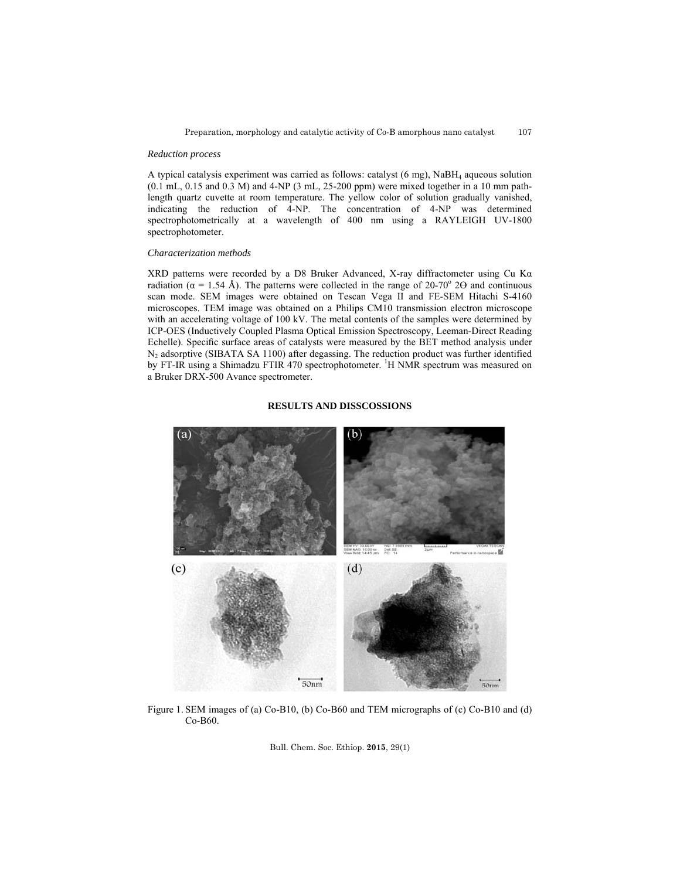*Reduction process*

A typical catalysis experiment was carried as follows: catalyst (6 mg), $NaBH_4$ aqueous solution (0.1 mL, 0.15 and 0.3 M) and 4-NP (3 mL, 25-200 ppm) were mixed together in a 10 mm path-length quartz cuvette at room temperature. The yellow color of solution gradually vanished, indicating the reduction of 4-NP. The concentration of 4-NP was determined spectrophotometrically at a wavelength of 400 nm using a RAYLEIGH UV-1800 spectrophotometer.

*Characterization methods*

XRD patterns were recorded by a D8 Bruker Advanced, X-ray diffractometer using Cu Kα radiation (α = 1.54 Å). The patterns were collected in the range of 20-70$^o$ 2Θ and continuous scan mode. SEM images were obtained on Tescan Vega II and FE-SEM Hitachi S-4160 microscopes. TEM image was obtained on a Philips CM10 transmission electron microscope with an accelerating voltage of 100 kV. The metal contents of the samples were determined by ICP-OES (Inductively Coupled Plasma Optical Emission Spectroscopy, Leeman-Direct Reading Echelle). Specific surface areas of catalysts were measured by the BET method analysis under $N_2$ adsorptive (SIBATA SA 1100) after degassing. The reduction product was further identified by FT-IR using a Shimadzu FTIR 470 spectrophotometer. $^1H$ NMR spectrum was measured on a Bruker DRX-500 Avance spectrometer.

## RESULTS AND DISSCOSSIONS

Figure 1. SEM images of (a) Co-B10, (b) Co-B60 and TEM micrographs of (c) Co-B10 and (d) Co-B60.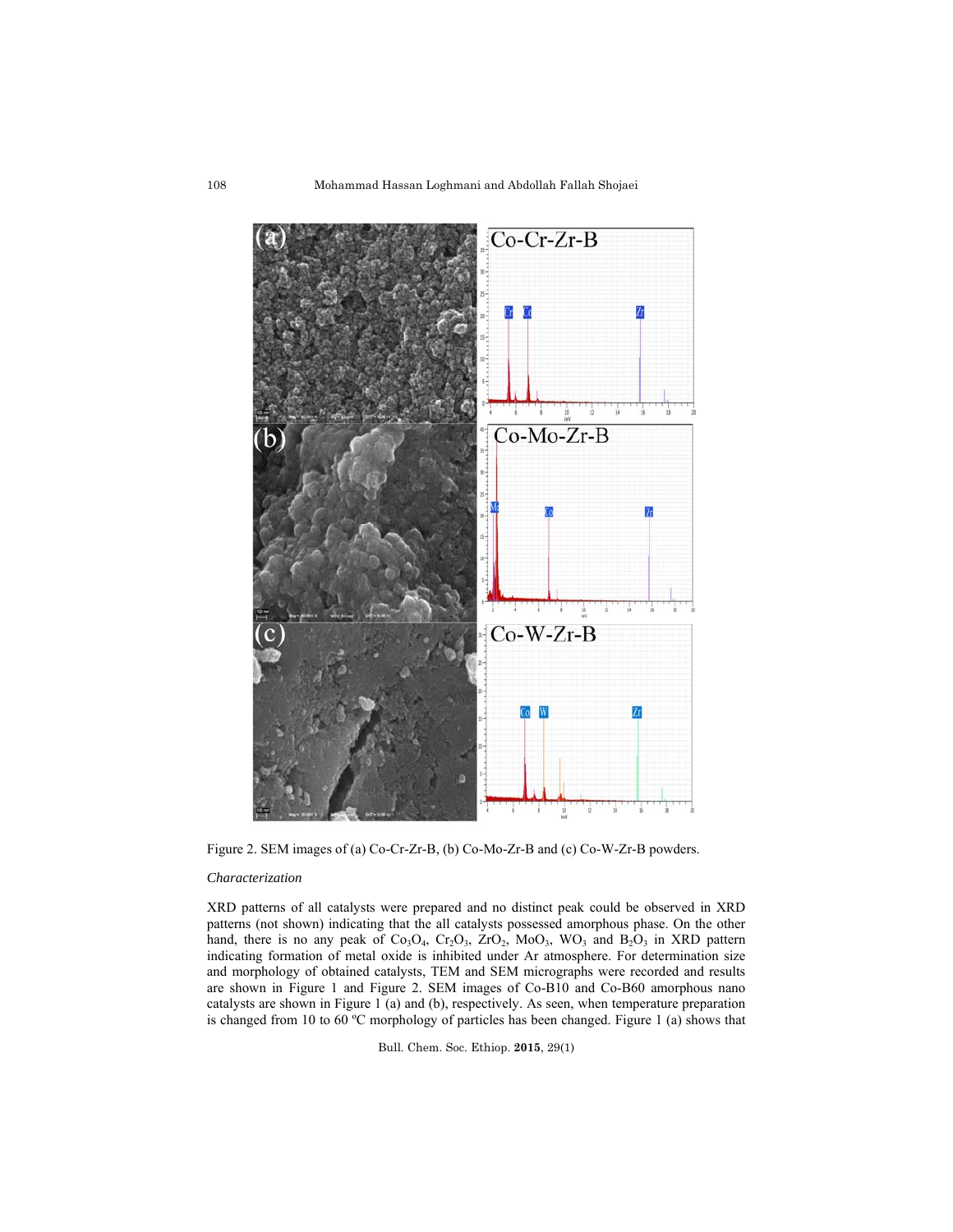Figure 2. SEM images of (a) Co-Cr-Zr-B, (b) Co-Mo-Zr-B and (c) Co-W-Zr-B powders.

*Characterization*

XRD patterns of all catalysts were prepared and no distinct peak could be observed in XRD patterns (not shown) indicating that the all catalysts possessed amorphous phase. On the other hand, there is no any peak of $Co_3O_4$, $Cr_2O_3$, $ZrO_2$, $MoO_3$, $WO_3$ and $B_2O_3$ in XRD pattern indicating formation of metal oxide is inhibited under Ar atmosphere. For determination size and morphology of obtained catalysts, TEM and SEM micrographs were recorded and results are shown in Figure 1 and Figure 2. SEM images of Co-B10 and Co-B60 amorphous nano catalysts are shown in Figure 1 (a) and (b), respectively. As seen, when temperature preparation is changed from 10 to 60 ºC morphology of particles has been changed. Figure 1 (a) shows that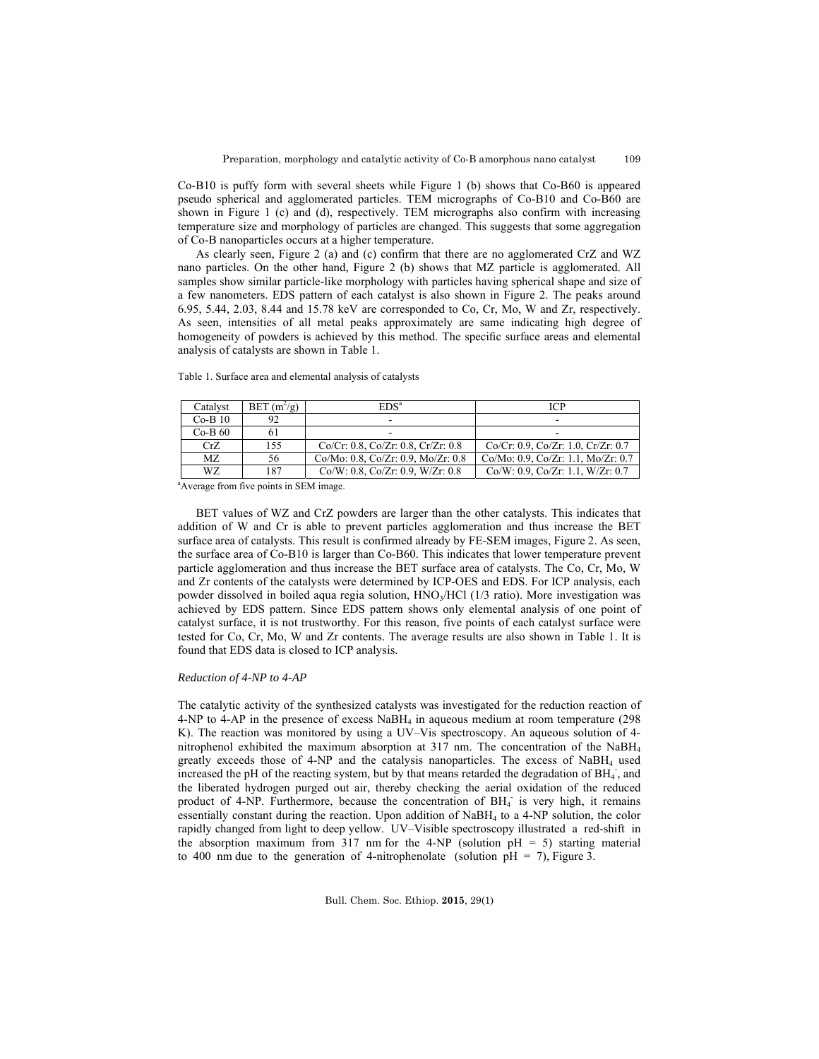Co-B10 is puffy form with several sheets while Figure 1 (b) shows that Co-B60 is appeared pseudo spherical and agglomerated particles. TEM micrographs of Co-B10 and Co-B60 are shown in Figure 1 (c) and (d), respectively. TEM micrographs also confirm with increasing temperature size and morphology of particles are changed. This suggests that some aggregation of Co-B nanoparticles occurs at a higher temperature.

As clearly seen, Figure 2 (a) and (c) confirm that there are no agglomerated CrZ and WZ nano particles. On the other hand, Figure 2 (b) shows that MZ particle is agglomerated. All samples show similar particle-like morphology with particles having spherical shape and size of a few nanometers. EDS pattern of each catalyst is also shown in Figure 2. The peaks around 6.95, 5.44, 2.03, 8.44 and 15.78 keV are corresponded to Co, Cr, Mo, W and Zr, respectively. As seen, intensities of all metal peaks approximately are same indicating high degree of homogeneity of powders is achieved by this method. The specific surface areas and elemental analysis of catalysts are shown in Table 1.

Table 1. Surface area and elemental analysis of catalysts

| Catalyst | BET ($m^2/g$) | EDS[a] | ICP |
|---|---|---|---|
| Co-B 10 | 92 | - | - |
| Co-B 60 | 61 | - | - |
| CrZ | 155 | Co/Cr: 0.8, Co/Zr: 0.8, Cr/Zr: 0.8 | Co/Cr: 0.9, Co/Zr: 1.0, Cr/Zr: 0.7 |
| MZ | 56 | Co/Mo: 0.8, Co/Zr: 0.9, Mo/Zr: 0.8 | Co/Mo: 0.9, Co/Zr: 1.1, Mo/Zr: 0.7 |
| WZ | 187 | Co/W: 0.8, Co/Zr: 0.9, W/Zr: 0.8 | Co/W: 0.9, Co/Zr: 1.1, W/Zr: 0.7 |

[a]Average from five points in SEM image.

BET values of WZ and CrZ powders are larger than the other catalysts. This indicates that addition of W and Cr is able to prevent particles agglomeration and thus increase the BET surface area of catalysts. This result is confirmed already by FE-SEM images, Figure 2. As seen, the surface area of Co-B10 is larger than Co-B60. This indicates that lower temperature prevent particle agglomeration and thus increase the BET surface area of catalysts. The Co, Cr, Mo, W and Zr contents of the catalysts were determined by ICP-OES and EDS. For ICP analysis, each powder dissolved in boiled aqua regia solution, $HNO_3$/HCl (1/3 ratio). More investigation was achieved by EDS pattern. Since EDS pattern shows only elemental analysis of one point of catalyst surface, it is not trustworthy. For this reason, five points of each catalyst surface were tested for Co, Cr, Mo, W and Zr contents. The average results are also shown in Table 1. It is found that EDS data is closed to ICP analysis.

### *Reduction of 4-NP to 4-AP*

The catalytic activity of the synthesized catalysts was investigated for the reduction reaction of 4-NP to 4-AP in the presence of excess $NaBH_4$ in aqueous medium at room temperature (298 K). The reaction was monitored by using a UV–Vis spectroscopy. An aqueous solution of 4-nitrophenol exhibited the maximum absorption at 317 nm. The concentration of the $NaBH_4$ greatly exceeds those of 4-NP and the catalysis nanoparticles. The excess of $NaBH_4$ used increased the pH of the reacting system, but by that means retarded the degradation of $BH_4^-$, and the liberated hydrogen purged out air, thereby checking the aerial oxidation of the reduced product of 4-NP. Furthermore, because the concentration of $BH_4^-$ is very high, it remains essentially constant during the reaction. Upon addition of $NaBH_4$ to a 4-NP solution, the color rapidly changed from light to deep yellow. UV–Visible spectroscopy illustrated a red-shift in the absorption maximum from 317 nm for the 4-NP (solution pH = 5) starting material to 400 nm due to the generation of 4-nitrophenolate (solution pH = 7), Figure 3.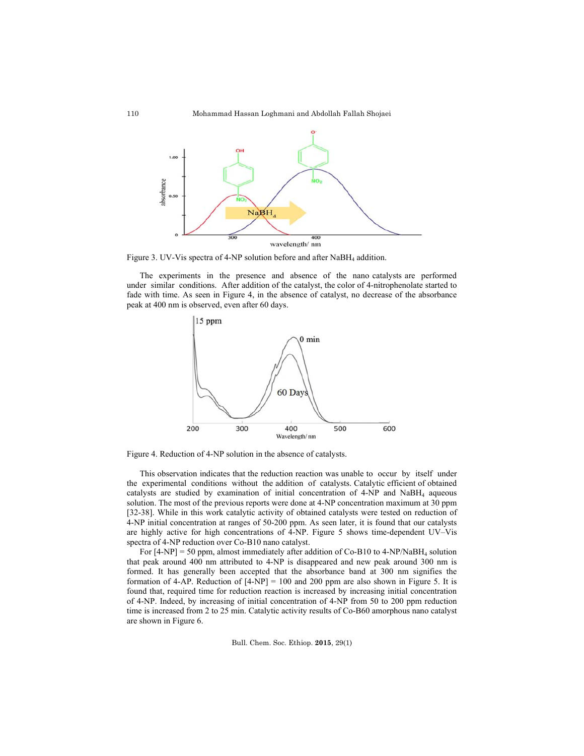Figure 3. UV-Vis spectra of 4-NP solution before and after $NaBH_4$ addition.

The experiments in the presence and absence of the nano catalysts are performed under similar conditions. After addition of the catalyst, the color of 4-nitrophenolate started to fade with time. As seen in Figure 4, in the absence of catalyst, no decrease of the absorbance peak at 400 nm is observed, even after 60 days.

Figure 4. Reduction of 4-NP solution in the absence of catalysts.

This observation indicates that the reduction reaction was unable to occur by itself under the experimental conditions without the addition of catalysts. Catalytic efficient of obtained catalysts are studied by examination of initial concentration of 4-NP and $NaBH_4$ aqueous solution. The most of the previous reports were done at 4-NP concentration maximum at 30 ppm [32-38]. While in this work catalytic activity of obtained catalysts were tested on reduction of 4-NP initial concentration at ranges of 50-200 ppm. As seen later, it is found that our catalysts are highly active for high concentrations of 4-NP. Figure 5 shows time-dependent UV–Vis spectra of 4-NP reduction over Co-B10 nano catalyst.

For [4-NP] = 50 ppm, almost immediately after addition of Co-B10 to 4-NP/$NaBH_4$ solution that peak around 400 nm attributed to 4-NP is disappeared and new peak around 300 nm is formed. It has generally been accepted that the absorbance band at 300 nm signifies the formation of 4-AP. Reduction of [4-NP] = 100 and 200 ppm are also shown in Figure 5. It is found that, required time for reduction reaction is increased by increasing initial concentration of 4-NP. Indeed, by increasing of initial concentration of 4-NP from 50 to 200 ppm reduction time is increased from 2 to 25 min. Catalytic activity results of Co-B60 amorphous nano catalyst are shown in Figure 6.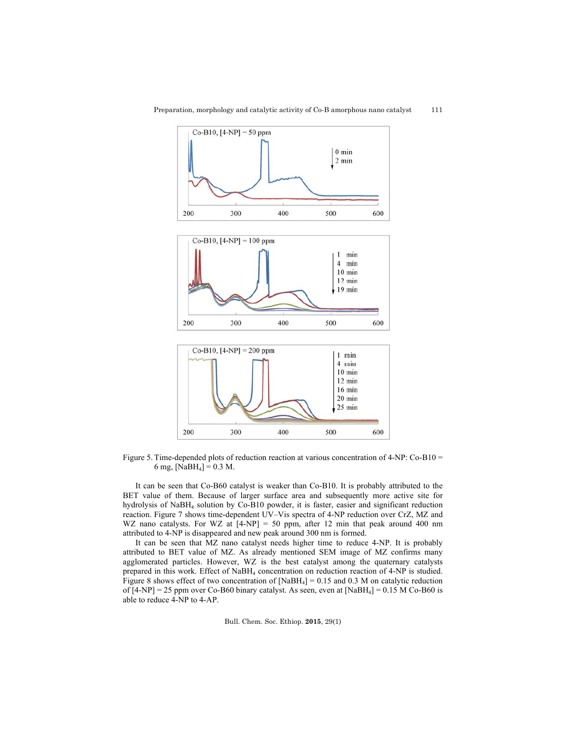Figure 5. Time-depended plots of reduction reaction at various concentration of 4-NP: Co-B10 = 6 mg, $[NaBH_4]$ = 0.3 M.

It can be seen that Co-B60 catalyst is weaker than Co-B10. It is probably attributed to the BET value of them. Because of larger surface area and subsequently more active site for hydrolysis of $NaBH_4$ solution by Co-B10 powder, it is faster, easier and significant reduction reaction. Figure 7 shows time-dependent UV–Vis spectra of 4-NP reduction over CrZ, MZ and WZ nano catalysts. For WZ at [4-NP] = 50 ppm, after 12 min that peak around 400 nm attributed to 4-NP is disappeared and new peak around 300 nm is formed.

It can be seen that MZ nano catalyst needs higher time to reduce 4-NP. It is probably attributed to BET value of MZ. As already mentioned SEM image of MZ confirms many agglomerated particles. However, WZ is the best catalyst among the quaternary catalysts prepared in this work. Effect of $NaBH_4$ concentration on reduction reaction of 4-NP is studied. Figure 8 shows effect of two concentration of $[NaBH_4]$ = 0.15 and 0.3 M on catalytic reduction of [4-NP] = 25 ppm over Co-B60 binary catalyst. As seen, even at $[NaBH_4]$ = 0.15 M Co-B60 is able to reduce 4-NP to 4-AP.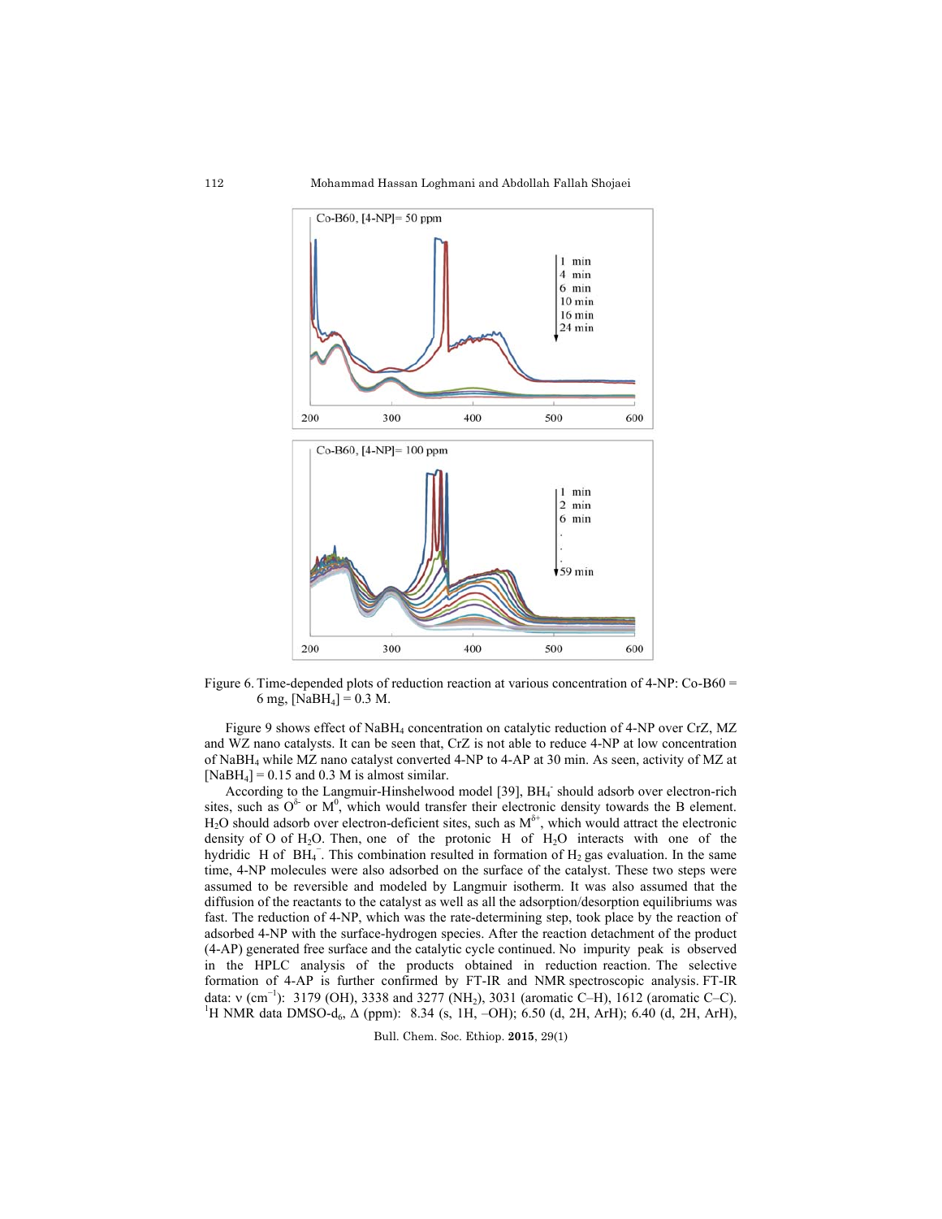Figure 6. Time-depended plots of reduction reaction at various concentration of 4-NP: Co-B60 = 6 mg, $[NaBH_4]$ = 0.3 M.

Figure 9 shows effect of $NaBH_4$ concentration on catalytic reduction of 4-NP over CrZ, MZ and WZ nano catalysts. It can be seen that, CrZ is not able to reduce 4-NP at low concentration of $NaBH_4$ while MZ nano catalyst converted 4-NP to 4-AP at 30 min. As seen, activity of MZ at $[NaBH_4]$ = 0.15 and 0.3 M is almost similar.

According to the Langmuir-Hinshelwood model [39], $BH_4^-$ should adsorb over electron-rich sites, such as $O^{\delta-}$ or $M^0$, which would transfer their electronic density towards the B element. $H_2O$ should adsorb over electron-deficient sites, such as $M^{\delta+}$, which would attract the electronic density of O of $H_2O$. Then, one of the protonic H of $H_2O$ interacts with one of the hydridic H of $BH_4^-$. This combination resulted in formation of $H_2$ gas evaluation. In the same time, 4-NP molecules were also adsorbed on the surface of the catalyst. These two steps were assumed to be reversible and modeled by Langmuir isotherm. It was also assumed that the diffusion of the reactants to the catalyst as well as all the adsorption/desorption equilibriums was fast. The reduction of 4-NP, which was the rate-determining step, took place by the reaction of adsorbed 4-NP with the surface-hydrogen species. After the reaction detachment of the product (4-AP) generated free surface and the catalytic cycle continued. No impurity peak is observed in the HPLC analysis of the products obtained in reduction reaction. The selective formation of 4-AP is further confirmed by FT-IR and NMR spectroscopic analysis. FT-IR data: ν ($cm^{-1}$): 3179 (OH), 3338 and 3277 ($NH_2$), 3031 (aromatic C–H), 1612 (aromatic C–C). $^1$H NMR data DMSO-$d_6$, Δ (ppm): 8.34 (s, 1H, –OH); 6.50 (d, 2H, ArH); 6.40 (d, 2H, ArH),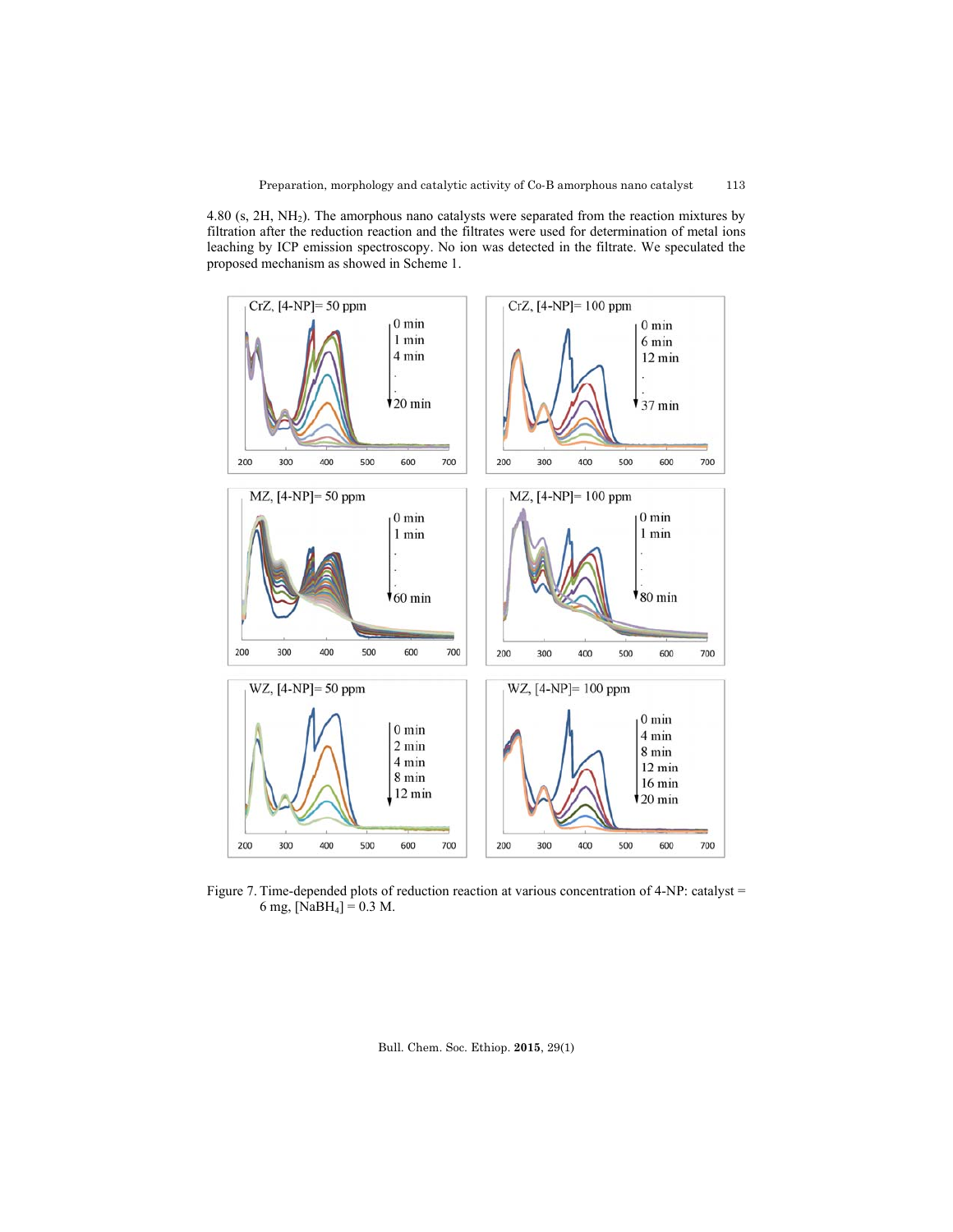4.80 (s, 2H, $NH_2$). The amorphous nano catalysts were separated from the reaction mixtures by filtration after the reduction reaction and the filtrates were used for determination of metal ions leaching by ICP emission spectroscopy. No ion was detected in the filtrate. We speculated the proposed mechanism as showed in Scheme 1.

Figure 7. Time-depended plots of reduction reaction at various concentration of 4-NP: catalyst = 6 mg, $[NaBH_4]$ = 0.3 M.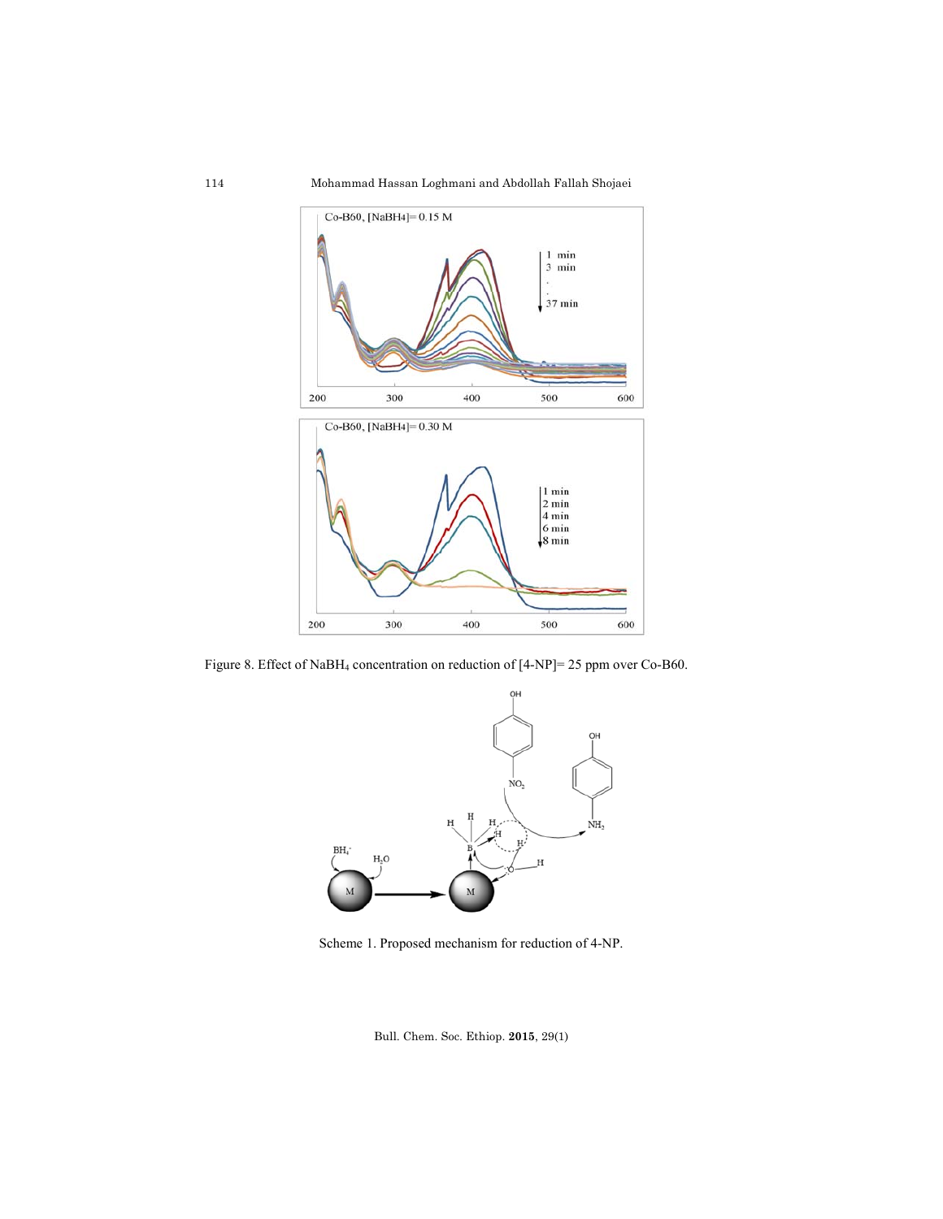Figure 8. Effect of $NaBH_4$ concentration on reduction of [4-NP]= 25 ppm over Co-B60.

Scheme 1. Proposed mechanism for reduction of 4-NP.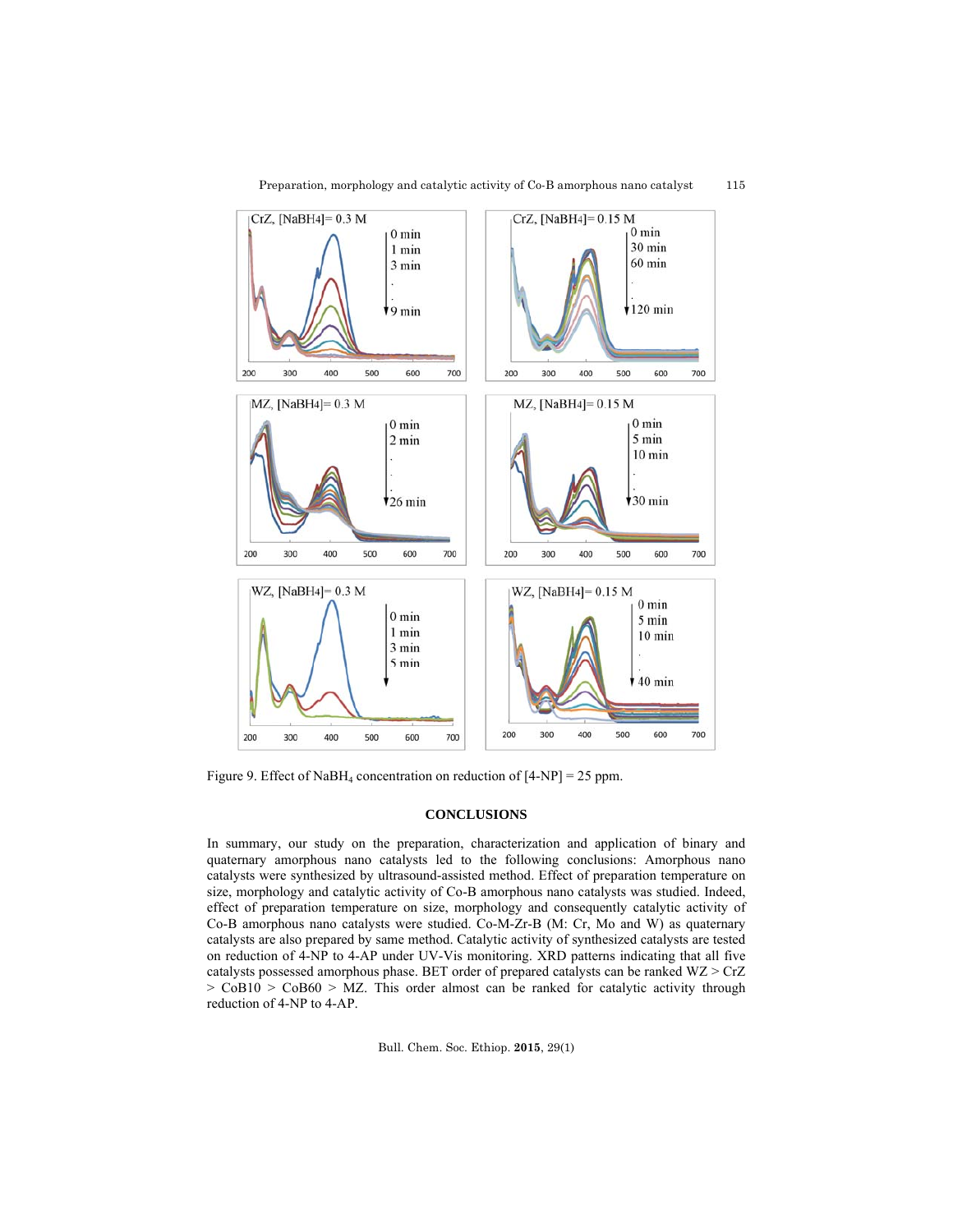Figure 9. Effect of $NaBH_4$ concentration on reduction of [4-NP] = 25 ppm.

## CONCLUSIONS

In summary, our study on the preparation, characterization and application of binary and quaternary amorphous nano catalysts led to the following conclusions: Amorphous nano catalysts were synthesized by ultrasound-assisted method. Effect of preparation temperature on size, morphology and catalytic activity of Co-B amorphous nano catalysts was studied. Indeed, effect of preparation temperature on size, morphology and consequently catalytic activity of Co-B amorphous nano catalysts were studied. Co-M-Zr-B (M: Cr, Mo and W) as quaternary catalysts are also prepared by same method. Catalytic activity of synthesized catalysts are tested on reduction of 4-NP to 4-AP under UV-Vis monitoring. XRD patterns indicating that all five catalysts possessed amorphous phase. BET order of prepared catalysts can be ranked WZ > CrZ > CoB10 > CoB60 > MZ. This order almost can be ranked for catalytic activity through reduction of 4-NP to 4-AP.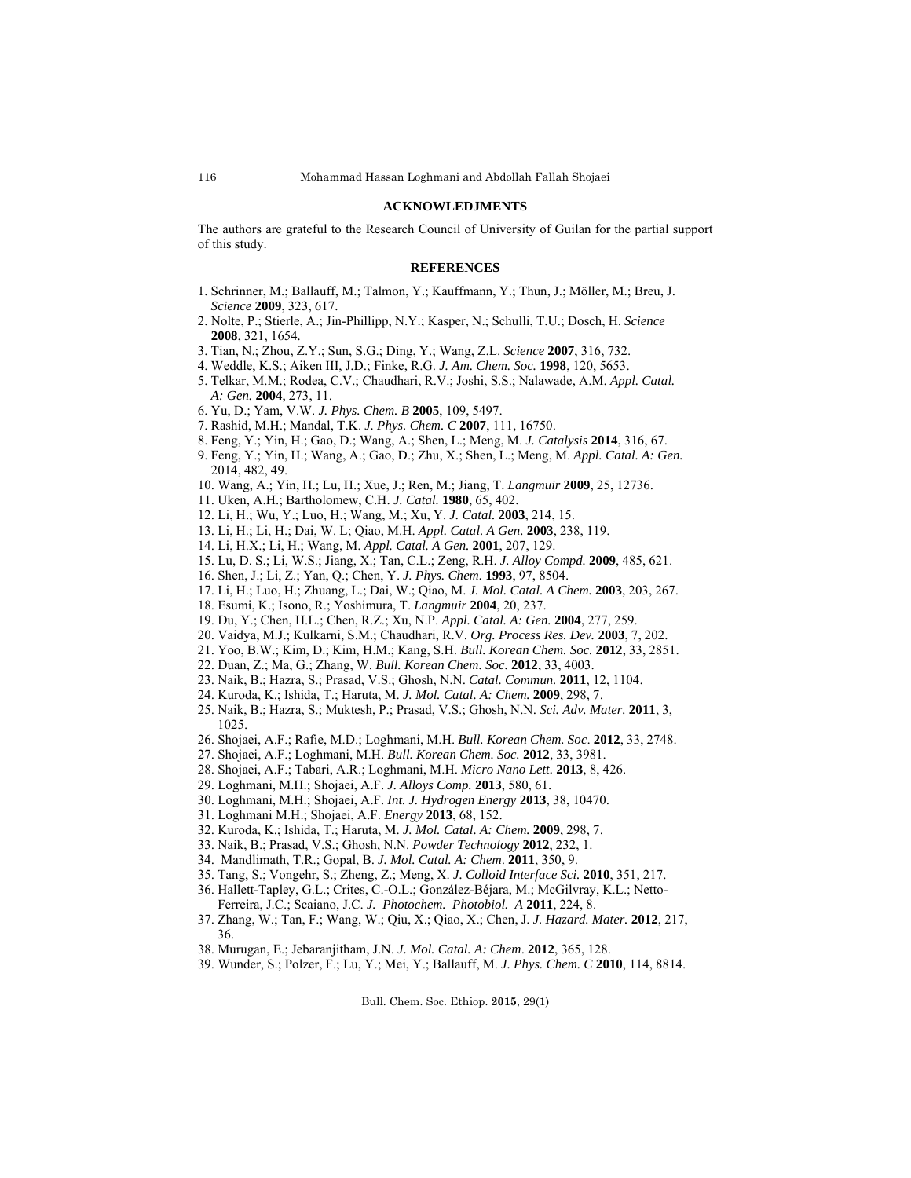## ACKNOWLEDJMENTS

The authors are grateful to the Research Council of University of Guilan for the partial support of this study.

## REFERENCES

1. Schrinner, M.; Ballauff, M.; Talmon, Y.; Kauffmann, Y.; Thun, J.; Möller, M.; Breu, J. *Science* **2009**, 323, 617.
2. Nolte, P.; Stierle, A.; Jin-Phillipp, N.Y.; Kasper, N.; Schulli, T.U.; Dosch, H. *Science* **2008**, 321, 1654.
3. Tian, N.; Zhou, Z.Y.; Sun, S.G.; Ding, Y.; Wang, Z.L. *Science* **2007**, 316, 732.
4. Weddle, K.S.; Aiken III, J.D.; Finke, R.G. *J. Am. Chem. Soc.* **1998**, 120, 5653.
5. Telkar, M.M.; Rodea, C.V.; Chaudhari, R.V.; Joshi, S.S.; Nalawade, A.M. *Appl. Catal. A: Gen.* **2004**, 273, 11.
6. Yu, D.; Yam, V.W. *J. Phys. Chem. B* **2005**, 109, 5497.
7. Rashid, M.H.; Mandal, T.K. *J. Phys. Chem. C* **2007**, 111, 16750.
8. Feng, Y.; Yin, H.; Gao, D.; Wang, A.; Shen, L.; Meng, M. *J. Catalysis* **2014**, 316, 67.
9. Feng, Y.; Yin, H.; Wang, A.; Gao, D.; Zhu, X.; Shen, L.; Meng, M. *Appl. Catal. A: Gen.* 2014, 482, 49.
10. Wang, A.; Yin, H.; Lu, H.; Xue, J.; Ren, M.; Jiang, T. *Langmuir* **2009**, 25, 12736.
11. Uken, A.H.; Bartholomew, C.H. *J. Catal.* **1980**, 65, 402.
12. Li, H.; Wu, Y.; Luo, H.; Wang, M.; Xu, Y. *J. Catal.* **2003**, 214, 15.
13. Li, H.; Li, H.; Dai, W. L; Qiao, M.H. *Appl. Catal. A Gen.* **2003**, 238, 119.
14. Li, H.X.; Li, H.; Wang, M. *Appl. Catal. A Gen.* **2001**, 207, 129.
15. Lu, D. S.; Li, W.S.; Jiang, X.; Tan, C.L.; Zeng, R.H. *J. Alloy Compd.* **2009**, 485, 621.
16. Shen, J.; Li, Z.; Yan, Q.; Chen, Y. *J. Phys. Chem*. **1993**, 97, 8504.
17. Li, H.; Luo, H.; Zhuang, L.; Dai, W.; Qiao, M. *J. Mol. Catal. A Chem.* **2003**, 203, 267.
18. Esumi, K.; Isono, R.; Yoshimura, T. *Langmuir* **2004**, 20, 237.
19. Du, Y.; Chen, H.L.; Chen, R.Z.; Xu, N.P. *Appl. Catal. A: Gen.* **2004**, 277, 259.
20. Vaidya, M.J.; Kulkarni, S.M.; Chaudhari, R.V. *Org. Process Res. Dev.* **2003**, 7, 202.
21. Yoo, B.W.; Kim, D.; Kim, H.M.; Kang, S.H. *Bull. Korean Chem. Soc.* **2012**, 33, 2851.
22. Duan, Z.; Ma, G.; Zhang, W. *Bull. Korean Chem. Soc*. **2012**, 33, 4003.
23. Naik, B.; Hazra, S.; Prasad, V.S.; Ghosh, N.N. *Catal. Commun.* **2011**, 12, 1104.
24. Kuroda, K.; Ishida, T.; Haruta, M. *J. Mol. Catal. A: Chem.* **2009**, 298, 7.
25. Naik, B.; Hazra, S.; Muktesh, P.; Prasad, V.S.; Ghosh, N.N. *Sci. Adv. Mater*. **2011**, 3, 1025.
26. Shojaei, A.F.; Rafie, M.D.; Loghmani, M.H. *Bull. Korean Chem. Soc*. **2012**, 33, 2748.
27. Shojaei, A.F.; Loghmani, M.H. *Bull. Korean Chem. Soc.* **2012**, 33, 3981.
28. Shojaei, A.F.; Tabari, A.R.; Loghmani, M.H. *Micro Nano Lett*. **2013**, 8, 426.
29. Loghmani, M.H.; Shojaei, A.F. *J. Alloys Comp.* **2013**, 580, 61.
30. Loghmani, M.H.; Shojaei, A.F. *Int. J. Hydrogen Energy* **2013**, 38, 10470.
31. Loghmani M.H.; Shojaei, A.F. *Energy* **2013**, 68, 152.
32. Kuroda, K.; Ishida, T.; Haruta, M. *J. Mol. Catal. A: Chem.* **2009**, 298, 7.
33. Naik, B.; Prasad, V.S.; Ghosh, N.N. *Powder Technology* **2012**, 232, 1.
34. Mandlimath, T.R.; Gopal, B. *J. Mol. Catal. A: Chem*. **2011**, 350, 9.
35. Tang, S.; Vongehr, S.; Zheng, Z.; Meng, X. *J. Colloid Interface Sci.* **2010**, 351, 217.
36. Hallett-Tapley, G.L.; Crites, C.-O.L.; González-Béjara, M.; McGilvray, K.L.; Netto-Ferreira, J.C.; Scaiano, J.C. *J. Photochem. Photobiol. A* **2011**, 224, 8.
37. Zhang, W.; Tan, F.; Wang, W.; Qiu, X.; Qiao, X.; Chen, J. *J. Hazard. Mater.* **2012**, 217, 36.
38. Murugan, E.; Jebaranjitham, J.N. *J. Mol. Catal. A: Chem*. **2012**, 365, 128.
39. Wunder, S.; Polzer, F.; Lu, Y.; Mei, Y.; Ballauff, M. *J. Phys. Chem. C* **2010**, 114, 8814.